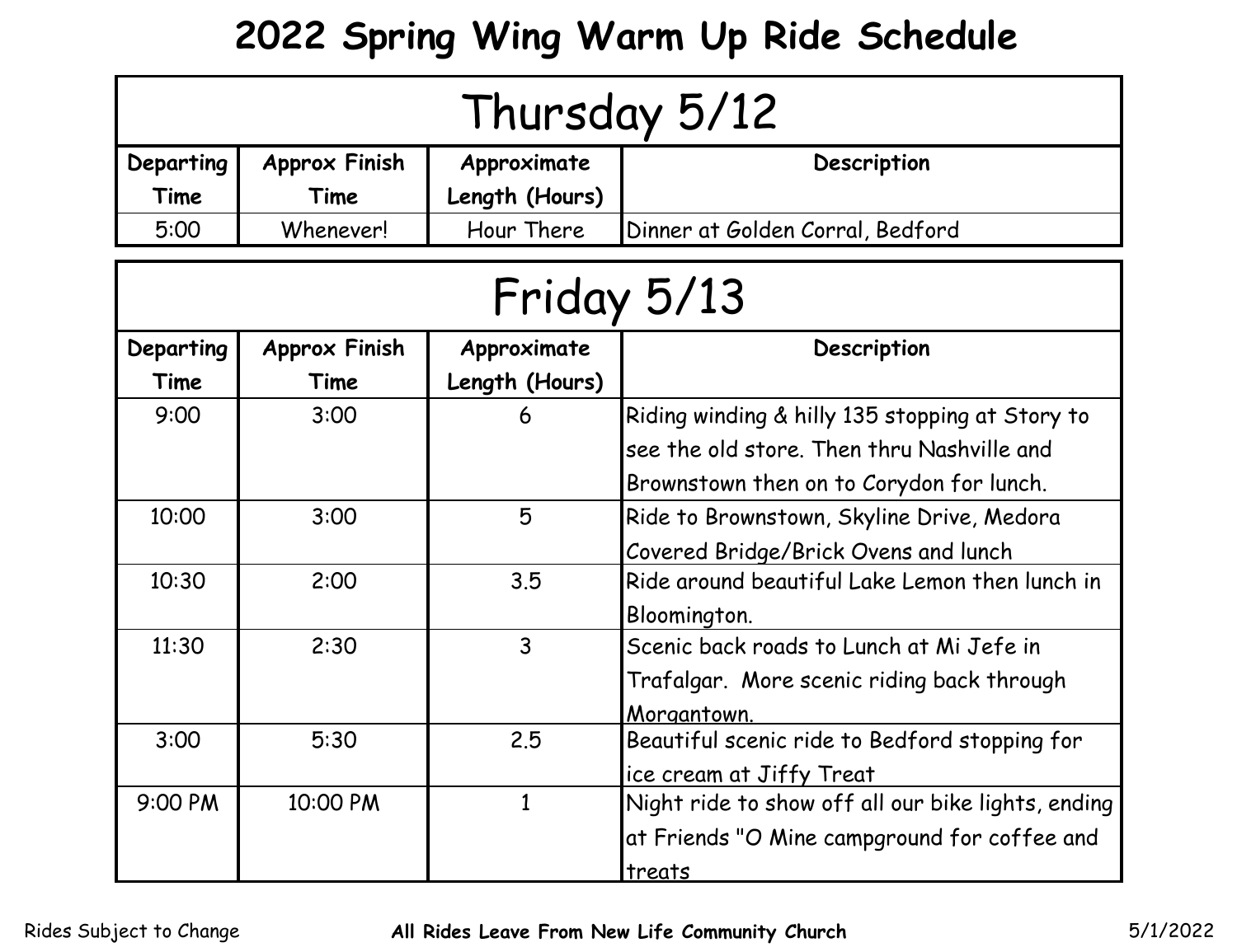# 2022 Spring Wing Warm Up Ride Schedule

## Thursday 5/12

| Departing Time | Approx Finish Time | Approximate Length (Hours) | Description |
|---|---|---|---|
| 5:00 | Whenever! | Hour There | Dinner at Golden Corral, Bedford |

## Friday 5/13

| Departing Time | Approx Finish Time | Approximate Length (Hours) | Description |
|---|---|---|---|
| 9:00 | 3:00 | 6 | Riding winding & hilly 135 stopping at Story to see the old store. Then thru Nashville and Brownstown then on to Corydon for lunch. |
| 10:00 | 3:00 | 5 | Ride to Brownstown, Skyline Drive, Medora Covered Bridge/Brick Ovens and lunch |
| 10:30 | 2:00 | 3.5 | Ride around beautiful Lake Lemon then lunch in Bloomington. |
| 11:30 | 2:30 | 3 | Scenic back roads to Lunch at Mi Jefe in Trafalgar. More scenic riding back through Morgantown. |
| 3:00 | 5:30 | 2.5 | Beautiful scenic ride to Bedford stopping for ice cream at Jiffy Treat |
| 9:00 PM | 10:00 PM | 1 | Night ride to show off all our bike lights, ending at Friends "O Mine campground for coffee and treats |

Rides Subject to Change | **All Rides Leave From New Life Community Church** | 5/1/2022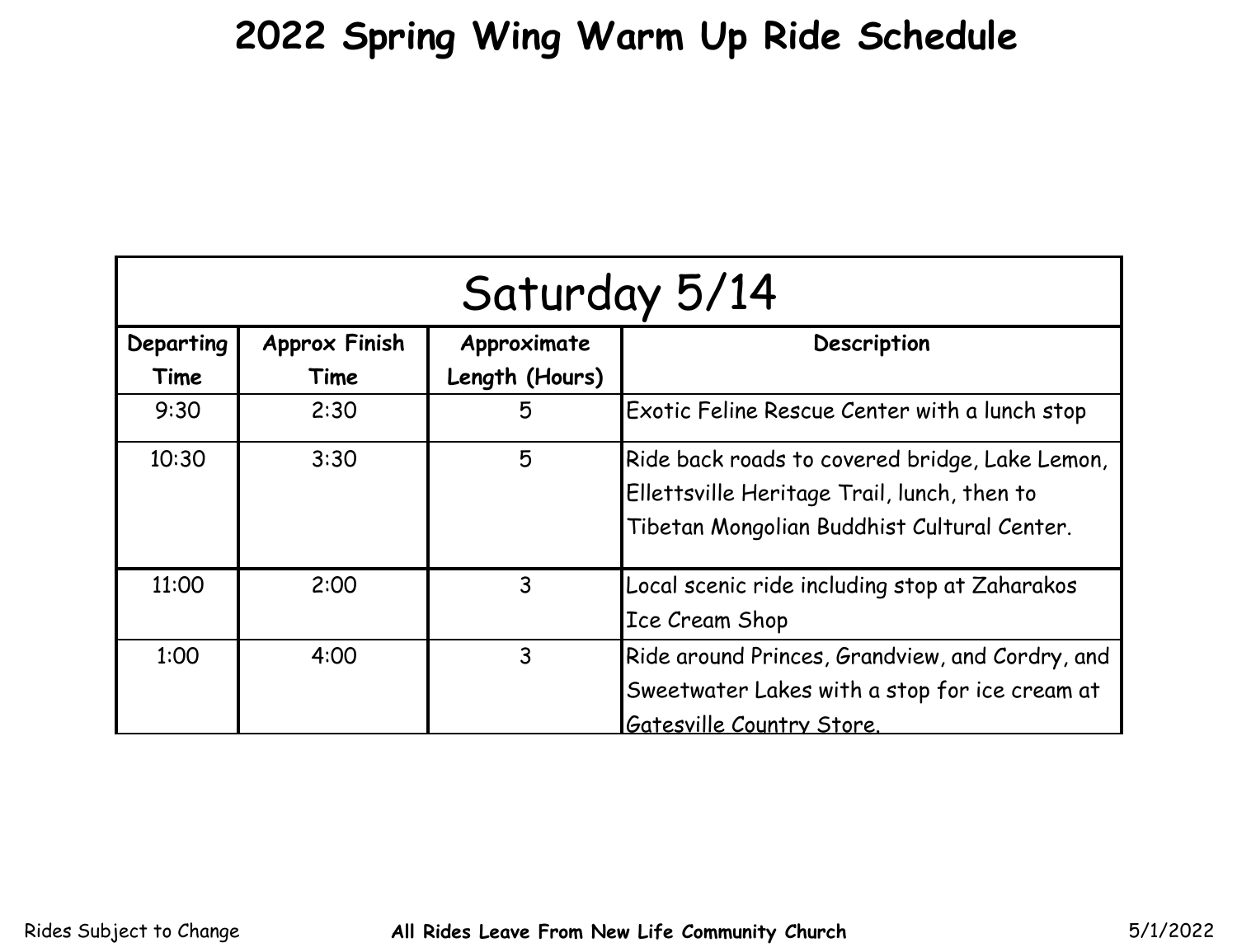# 2022 Spring Wing Warm Up Ride Schedule

| Saturday 5/14 | | | |
|---|---|---|---|
| **Departing Time** | **Approx Finish Time** | **Approximate Length (Hours)** | **Description** |
| 9:30 | 2:30 | 5 | Exotic Feline Rescue Center with a lunch stop |
| 10:30 | 3:30 | 5 | Ride back roads to covered bridge, Lake Lemon, Ellettsville Heritage Trail, lunch, then to Tibetan Mongolian Buddhist Cultural Center. |
| 11:00 | 2:00 | 3 | Local scenic ride including stop at Zaharakos Ice Cream Shop |
| 1:00 | 4:00 | 3 | Ride around Princes, Grandview, and Cordry, and Sweetwater Lakes with a stop for ice cream at Gatesville Country Store. |

Rides Subject to Change

**All Rides Leave From New Life Community Church**

5/1/2022